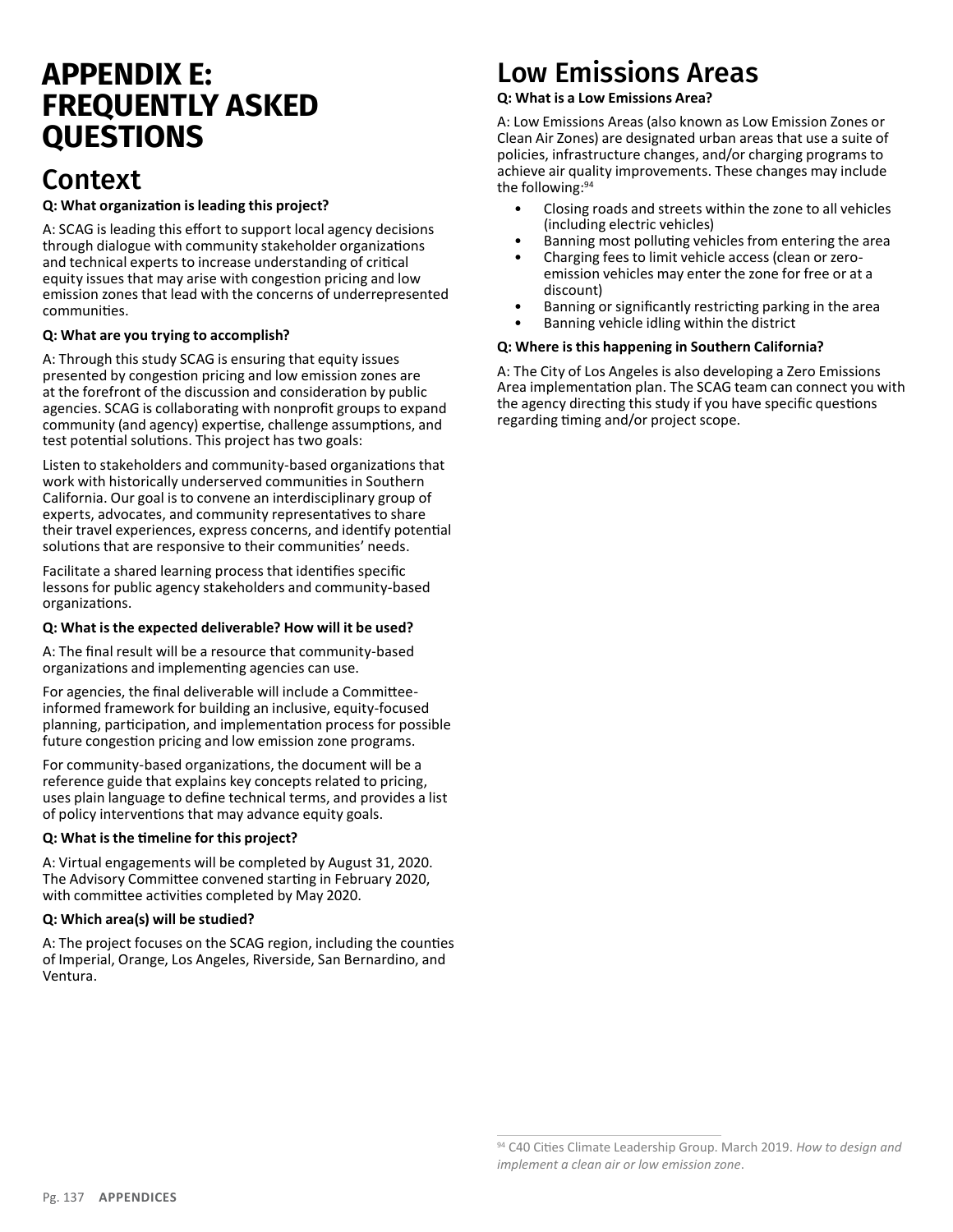# APPENDIX E: FREQUENTLY ASKED QUESTIONS

## Context

**Q: What organization is leading this project?**

A: SCAG is leading this effort to support local agency decisions through dialogue with community stakeholder organizations and technical experts to increase understanding of critical equity issues that may arise with congestion pricing and low emission zones that lead with the concerns of underrepresented communities.

**Q: What are you trying to accomplish?**

A: Through this study SCAG is ensuring that equity issues presented by congestion pricing and low emission zones are at the forefront of the discussion and consideration by public agencies. SCAG is collaborating with nonprofit groups to expand community (and agency) expertise, challenge assumptions, and test potential solutions. This project has two goals:

Listen to stakeholders and community-based organizations that work with historically underserved communities in Southern California. Our goal is to convene an interdisciplinary group of experts, advocates, and community representatives to share their travel experiences, express concerns, and identify potential solutions that are responsive to their communities' needs.

Facilitate a shared learning process that identifies specific lessons for public agency stakeholders and community-based organizations.

**Q: What is the expected deliverable? How will it be used?**

A: The final result will be a resource that community-based organizations and implementing agencies can use.

For agencies, the final deliverable will include a Committee-informed framework for building an inclusive, equity-focused planning, participation, and implementation process for possible future congestion pricing and low emission zone programs.

For community-based organizations, the document will be a reference guide that explains key concepts related to pricing, uses plain language to define technical terms, and provides a list of policy interventions that may advance equity goals.

**Q: What is the timeline for this project?**

A: Virtual engagements will be completed by August 31, 2020. The Advisory Committee convened starting in February 2020, with committee activities completed by May 2020.

**Q: Which area(s) will be studied?**

A: The project focuses on the SCAG region, including the counties of Imperial, Orange, Los Angeles, Riverside, San Bernardino, and Ventura.

## Low Emissions Areas

**Q: What is a Low Emissions Area?**

A: Low Emissions Areas (also known as Low Emission Zones or Clean Air Zones) are designated urban areas that use a suite of policies, infrastructure changes, and/or charging programs to achieve air quality improvements. These changes may include the following:[94]

- Closing roads and streets within the zone to all vehicles (including electric vehicles)
- Banning most polluting vehicles from entering the area
- Charging fees to limit vehicle access (clean or zero-emission vehicles may enter the zone for free or at a discount)
- Banning or significantly restricting parking in the area
- Banning vehicle idling within the district

**Q: Where is this happening in Southern California?**

A: The City of Los Angeles is also developing a Zero Emissions Area implementation plan. The SCAG team can connect you with the agency directing this study if you have specific questions regarding timing and/or project scope.

[94] C40 Cities Climate Leadership Group. March 2019. *How to design and implement a clean air or low emission zone*.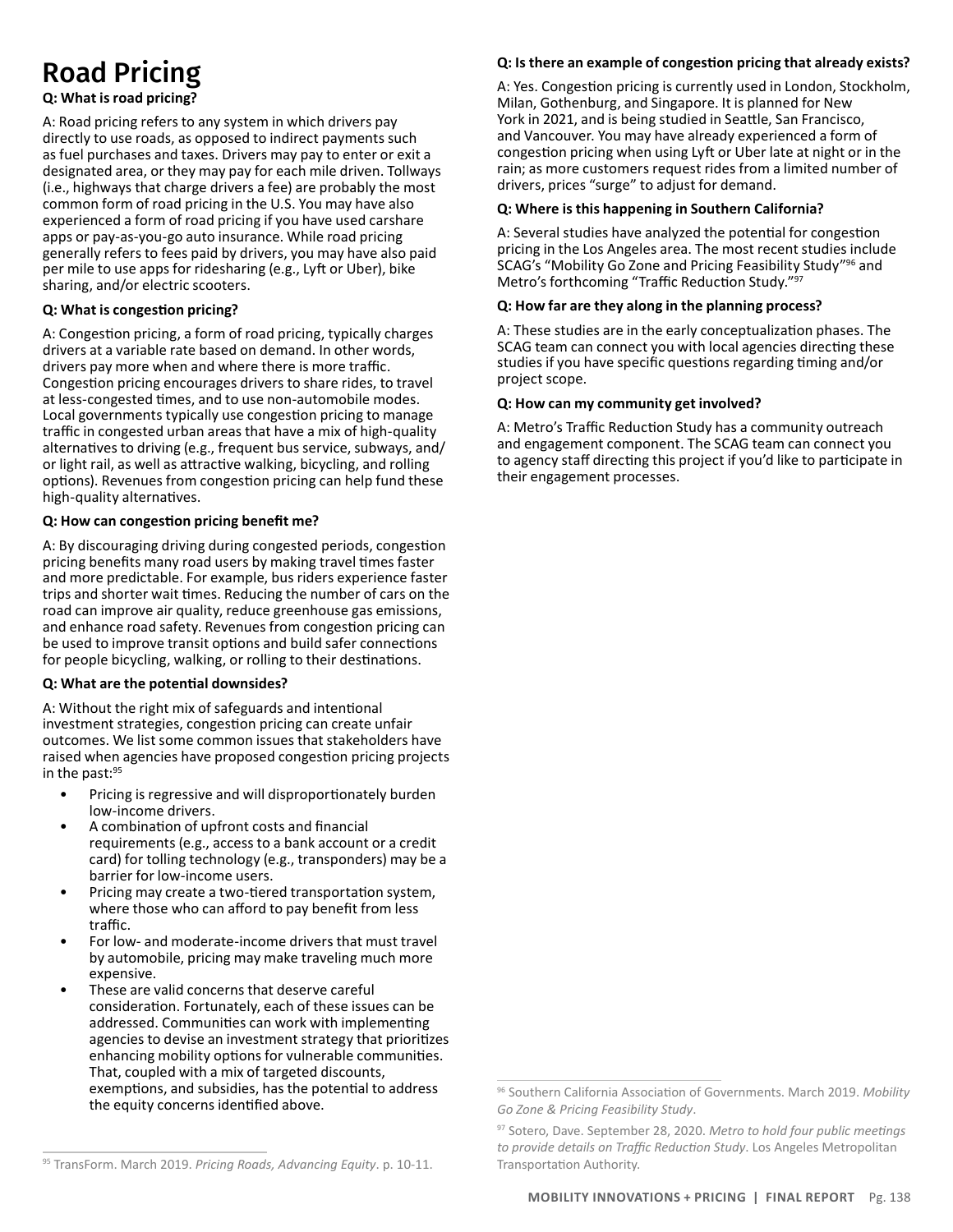# Road Pricing

**Q: What is road pricing?**

A: Road pricing refers to any system in which drivers pay directly to use roads, as opposed to indirect payments such as fuel purchases and taxes. Drivers may pay to enter or exit a designated area, or they may pay for each mile driven. Tollways (i.e., highways that charge drivers a fee) are probably the most common form of road pricing in the U.S. You may have also experienced a form of road pricing if you have used carshare apps or pay-as-you-go auto insurance. While road pricing generally refers to fees paid by drivers, you may have also paid per mile to use apps for ridesharing (e.g., Lyft or Uber), bike sharing, and/or electric scooters.

**Q: What is congestion pricing?**

A: Congestion pricing, a form of road pricing, typically charges drivers at a variable rate based on demand. In other words, drivers pay more when and where there is more traffic. Congestion pricing encourages drivers to share rides, to travel at less-congested times, and to use non-automobile modes. Local governments typically use congestion pricing to manage traffic in congested urban areas that have a mix of high-quality alternatives to driving (e.g., frequent bus service, subways, and/or light rail, as well as attractive walking, bicycling, and rolling options). Revenues from congestion pricing can help fund these high-quality alternatives.

**Q: How can congestion pricing benefit me?**

A: By discouraging driving during congested periods, congestion pricing benefits many road users by making travel times faster and more predictable. For example, bus riders experience faster trips and shorter wait times. Reducing the number of cars on the road can improve air quality, reduce greenhouse gas emissions, and enhance road safety. Revenues from congestion pricing can be used to improve transit options and build safer connections for people bicycling, walking, or rolling to their destinations.

**Q: What are the potential downsides?**

A: Without the right mix of safeguards and intentional investment strategies, congestion pricing can create unfair outcomes. We list some common issues that stakeholders have raised when agencies have proposed congestion pricing projects in the past:[95]

- Pricing is regressive and will disproportionately burden low-income drivers.
- A combination of upfront costs and financial requirements (e.g., access to a bank account or a credit card) for tolling technology (e.g., transponders) may be a barrier for low-income users.
- Pricing may create a two-tiered transportation system, where those who can afford to pay benefit from less traffic.
- For low- and moderate-income drivers that must travel by automobile, pricing may make traveling much more expensive.
- These are valid concerns that deserve careful consideration. Fortunately, each of these issues can be addressed. Communities can work with implementing agencies to devise an investment strategy that prioritizes enhancing mobility options for vulnerable communities. That, coupled with a mix of targeted discounts, exemptions, and subsidies, has the potential to address the equity concerns identified above.

**Q: Is there an example of congestion pricing that already exists?**

A: Yes. Congestion pricing is currently used in London, Stockholm, Milan, Gothenburg, and Singapore. It is planned for New York in 2021, and is being studied in Seattle, San Francisco, and Vancouver. You may have already experienced a form of congestion pricing when using Lyft or Uber late at night or in the rain; as more customers request rides from a limited number of drivers, prices "surge" to adjust for demand.

**Q: Where is this happening in Southern California?**

A: Several studies have analyzed the potential for congestion pricing in the Los Angeles area. The most recent studies include SCAG's "Mobility Go Zone and Pricing Feasibility Study"[96] and Metro's forthcoming "Traffic Reduction Study."[97]

**Q: How far are they along in the planning process?**

A: These studies are in the early conceptualization phases. The SCAG team can connect you with local agencies directing these studies if you have specific questions regarding timing and/or project scope.

**Q: How can my community get involved?**

A: Metro's Traffic Reduction Study has a community outreach and engagement component. The SCAG team can connect you to agency staff directing this project if you'd like to participate in their engagement processes.

---

[95] TransForm. March 2019. *Pricing Roads, Advancing Equity*. p. 10-11.

[96] Southern California Association of Governments. March 2019. *Mobility Go Zone & Pricing Feasibility Study*.

[97] Sotero, Dave. September 28, 2020. *Metro to hold four public meetings to provide details on Traffic Reduction Study*. Los Angeles Metropolitan Transportation Authority.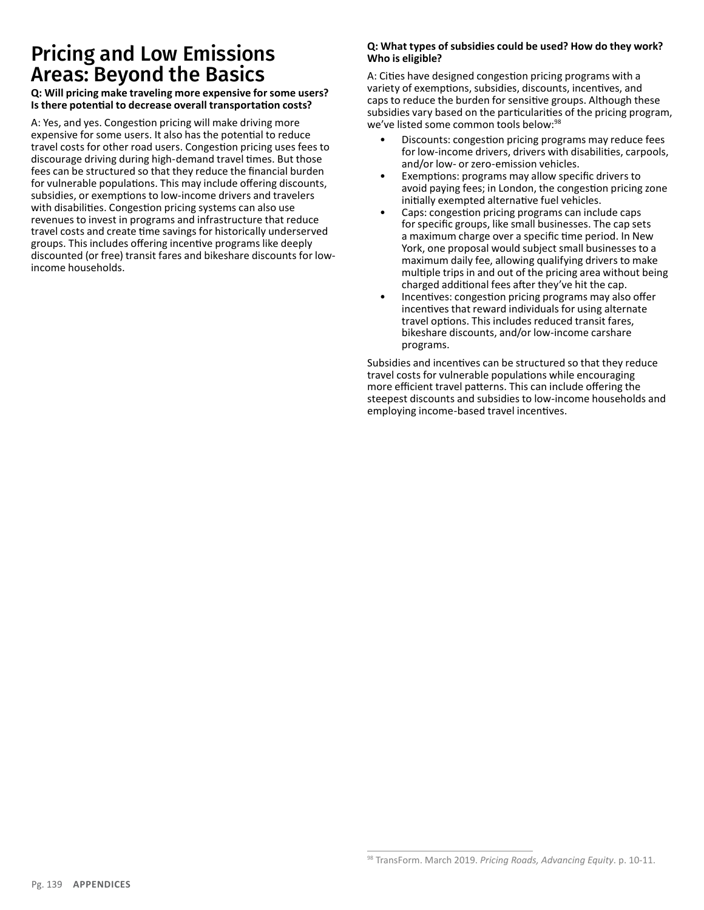# Pricing and Low Emissions Areas: Beyond the Basics

**Q: Will pricing make traveling more expensive for some users? Is there potential to decrease overall transportation costs?**

A: Yes, and yes. Congestion pricing will make driving more expensive for some users. It also has the potential to reduce travel costs for other road users. Congestion pricing uses fees to discourage driving during high-demand travel times. But those fees can be structured so that they reduce the financial burden for vulnerable populations. This may include offering discounts, subsidies, or exemptions to low-income drivers and travelers with disabilities. Congestion pricing systems can also use revenues to invest in programs and infrastructure that reduce travel costs and create time savings for historically underserved groups. This includes offering incentive programs like deeply discounted (or free) transit fares and bikeshare discounts for low-income households.

**Q: What types of subsidies could be used? How do they work? Who is eligible?**

A: Cities have designed congestion pricing programs with a variety of exemptions, subsidies, discounts, incentives, and caps to reduce the burden for sensitive groups. Although these subsidies vary based on the particularities of the pricing program, we've listed some common tools below:[98]

- Discounts: congestion pricing programs may reduce fees for low-income drivers, drivers with disabilities, carpools, and/or low- or zero-emission vehicles.
- Exemptions: programs may allow specific drivers to avoid paying fees; in London, the congestion pricing zone initially exempted alternative fuel vehicles.
- Caps: congestion pricing programs can include caps for specific groups, like small businesses. The cap sets a maximum charge over a specific time period. In New York, one proposal would subject small businesses to a maximum daily fee, allowing qualifying drivers to make multiple trips in and out of the pricing area without being charged additional fees after they've hit the cap.
- Incentives: congestion pricing programs may also offer incentives that reward individuals for using alternate travel options. This includes reduced transit fares, bikeshare discounts, and/or low-income carshare programs.

Subsidies and incentives can be structured so that they reduce travel costs for vulnerable populations while encouraging more efficient travel patterns. This can include offering the steepest discounts and subsidies to low-income households and employing income-based travel incentives.

[98] TransForm. March 2019. *Pricing Roads, Advancing Equity*. p. 10-11.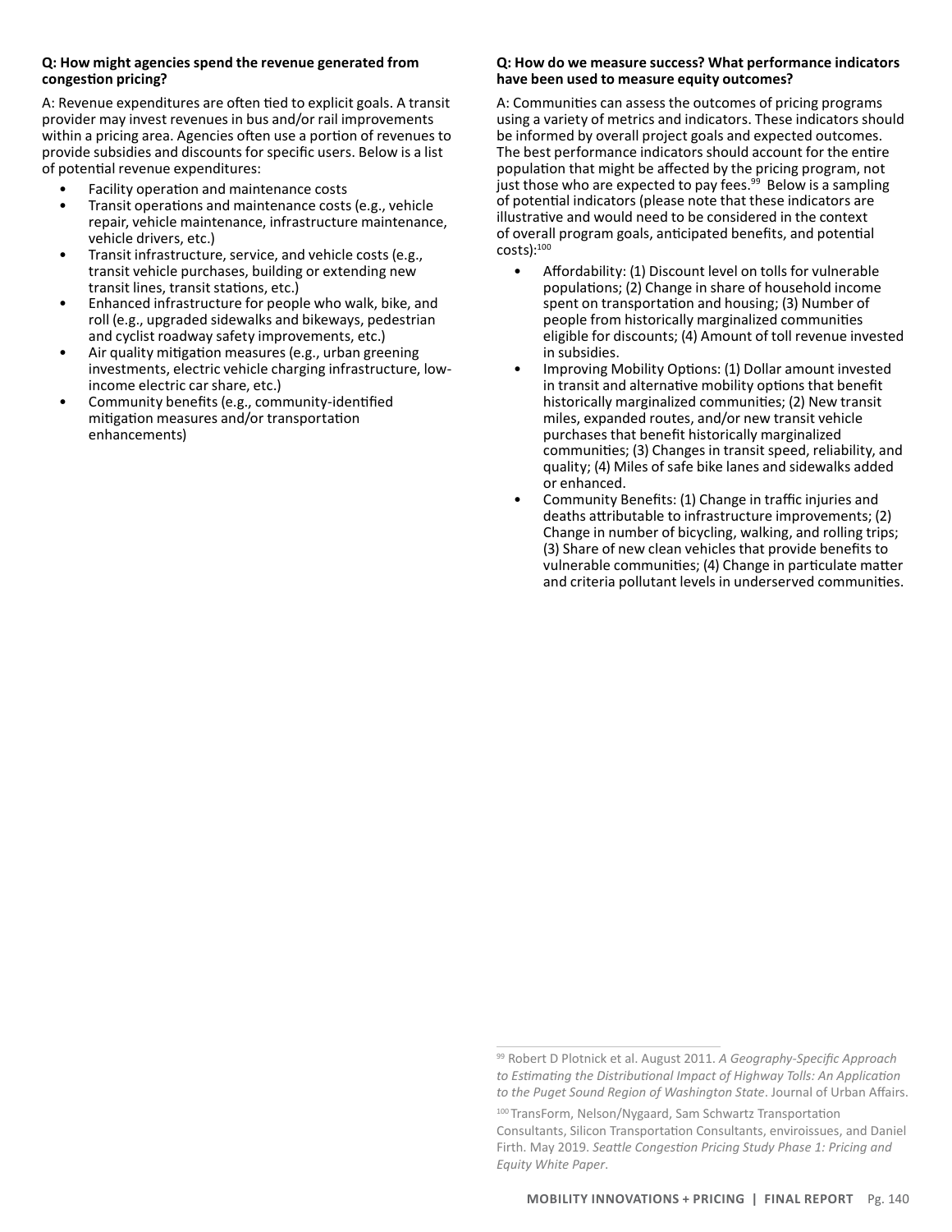**Q: How might agencies spend the revenue generated from congestion pricing?**

A: Revenue expenditures are often tied to explicit goals. A transit provider may invest revenues in bus and/or rail improvements within a pricing area. Agencies often use a portion of revenues to provide subsidies and discounts for specific users. Below is a list of potential revenue expenditures:

- Facility operation and maintenance costs
- Transit operations and maintenance costs (e.g., vehicle repair, vehicle maintenance, infrastructure maintenance, vehicle drivers, etc.)
- Transit infrastructure, service, and vehicle costs (e.g., transit vehicle purchases, building or extending new transit lines, transit stations, etc.)
- Enhanced infrastructure for people who walk, bike, and roll (e.g., upgraded sidewalks and bikeways, pedestrian and cyclist roadway safety improvements, etc.)
- Air quality mitigation measures (e.g., urban greening investments, electric vehicle charging infrastructure, low-income electric car share, etc.)
- Community benefits (e.g., community-identified mitigation measures and/or transportation enhancements)

**Q: How do we measure success? What performance indicators have been used to measure equity outcomes?**

A: Communities can assess the outcomes of pricing programs using a variety of metrics and indicators. These indicators should be informed by overall project goals and expected outcomes. The best performance indicators should account for the entire population that might be affected by the pricing program, not just those who are expected to pay fees.[99] Below is a sampling of potential indicators (please note that these indicators are illustrative and would need to be considered in the context of overall program goals, anticipated benefits, and potential costs):[100]

- Affordability: (1) Discount level on tolls for vulnerable populations; (2) Change in share of household income spent on transportation and housing; (3) Number of people from historically marginalized communities eligible for discounts; (4) Amount of toll revenue invested in subsidies.
- Improving Mobility Options: (1) Dollar amount invested in transit and alternative mobility options that benefit historically marginalized communities; (2) New transit miles, expanded routes, and/or new transit vehicle purchases that benefit historically marginalized communities; (3) Changes in transit speed, reliability, and quality; (4) Miles of safe bike lanes and sidewalks added or enhanced.
- Community Benefits: (1) Change in traffic injuries and deaths attributable to infrastructure improvements; (2) Change in number of bicycling, walking, and rolling trips; (3) Share of new clean vehicles that provide benefits to vulnerable communities; (4) Change in particulate matter and criteria pollutant levels in underserved communities.

---

[99] Robert D Plotnick et al. August 2011. *A Geography-Specific Approach to Estimating the Distributional Impact of Highway Tolls: An Application to the Puget Sound Region of Washington State*. Journal of Urban Affairs.

[100] TransForm, Nelson/Nygaard, Sam Schwartz Transportation Consultants, Silicon Transportation Consultants, enviroissues, and Daniel Firth. May 2019. *Seattle Congestion Pricing Study Phase 1: Pricing and Equity White Paper*.